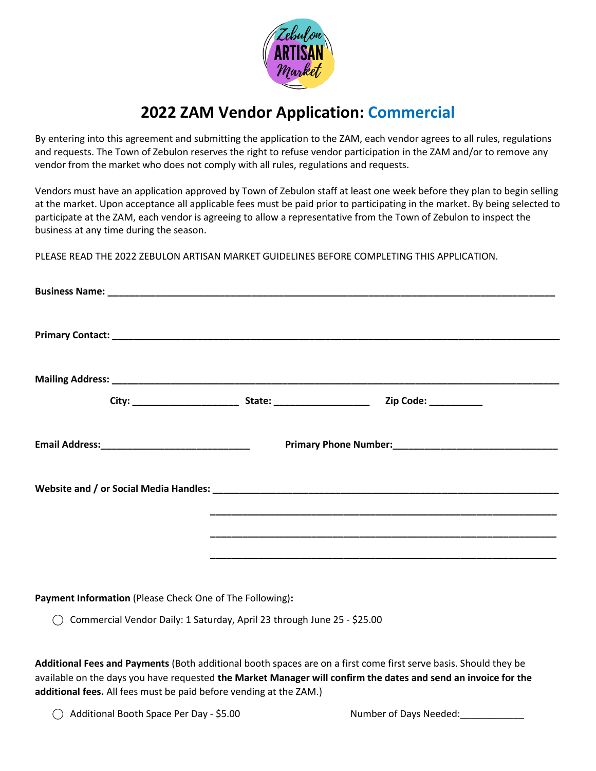# 2022 ZAM Vendor Application: Commercial

By entering into this agreement and submitting the application to the ZAM, each vendor agrees to all rules, regulations and requests. The Town of Zebulon reserves the right to refuse vendor participation in the ZAM and/or to remove any vendor from the market who does not comply with all rules, regulations and requests.

Vendors must have an application approved by Town of Zebulon staff at least one week before they plan to begin selling at the market. Upon acceptance all applicable fees must be paid prior to participating in the market. By being selected to participate at the ZAM, each vendor is agreeing to allow a representative from the Town of Zebulon to inspect the business at any time during the season.

PLEASE READ THE 2022 ZEBULON ARTISAN MARKET GUIDELINES BEFORE COMPLETING THIS APPLICATION.

**Business Name:** ____________________________________________________________________________

**Primary Contact:** ____________________________________________________________________________

**Mailing Address:** ____________________________________________________________________________

**City:** ____________________ **State:** __________________ **Zip Code:** __________

**Email Address:** ____________________________ **Primary Phone Number:** ______________________________

**Website and / or Social Media Handles:** ________________________________________________________________

________________________________________________________________

________________________________________________________________

________________________________________________________________

**Payment Information** (Please Check One of The Following)**:**

◯ Commercial Vendor Daily: 1 Saturday, April 23 through June 25 - $25.00

**Additional Fees and Payments** (Both additional booth spaces are on a first come first serve basis. Should they be available on the days you have requested **the Market Manager will confirm the dates and send an invoice for the additional fees.** All fees must be paid before vending at the ZAM.)

◯ Additional Booth Space Per Day - $5.00 Number of Days Needed:____________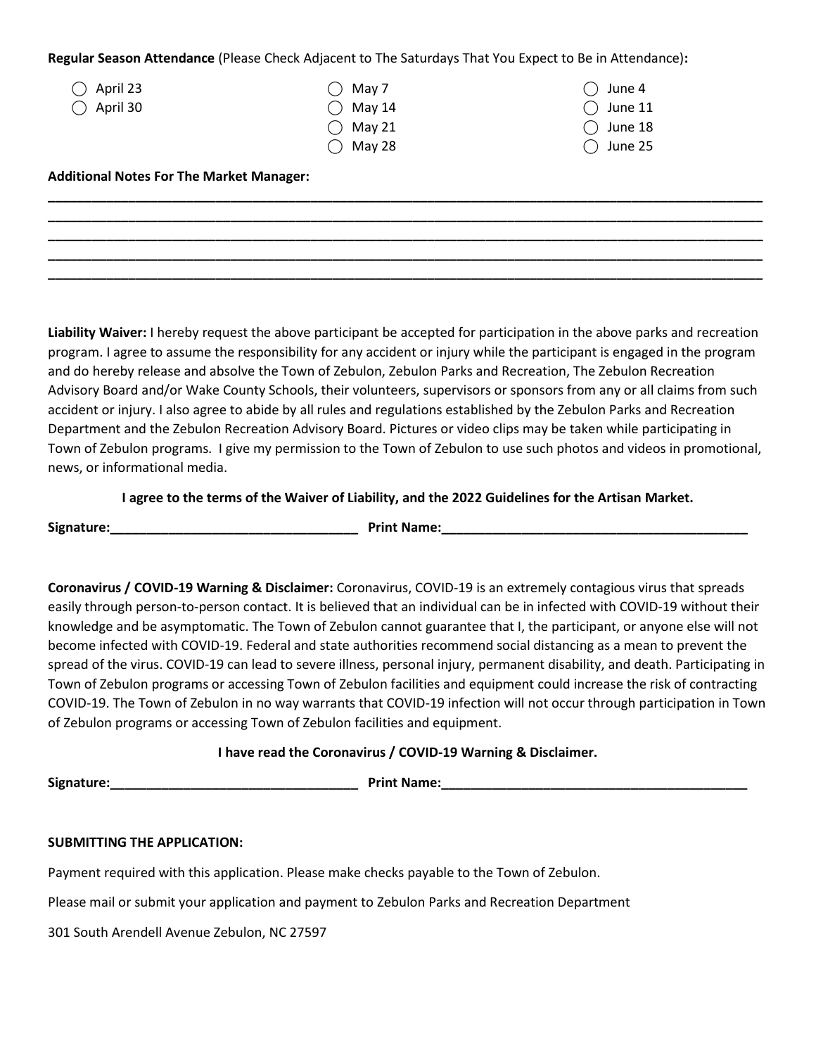**Regular Season Attendance** (Please Check Adjacent to The Saturdays That You Expect to Be in Attendance)**:**

- ◯ April 23
- ◯ April 30
- ◯ May 7
- ◯ May 14
- ◯ May 21
- ◯ May 28
- ◯ June 4
- ◯ June 11
- ◯ June 18
- ◯ June 25

**Additional Notes For The Market Manager:**

______________________________________________________________________________________________

______________________________________________________________________________________________

______________________________________________________________________________________________

______________________________________________________________________________________________

______________________________________________________________________________________________

**Liability Waiver:** I hereby request the above participant be accepted for participation in the above parks and recreation program. I agree to assume the responsibility for any accident or injury while the participant is engaged in the program and do hereby release and absolve the Town of Zebulon, Zebulon Parks and Recreation, The Zebulon Recreation Advisory Board and/or Wake County Schools, their volunteers, supervisors or sponsors from any or all claims from such accident or injury. I also agree to abide by all rules and regulations established by the Zebulon Parks and Recreation Department and the Zebulon Recreation Advisory Board. Pictures or video clips may be taken while participating in Town of Zebulon programs. I give my permission to the Town of Zebulon to use such photos and videos in promotional, news, or informational media.

**I agree to the terms of the Waiver of Liability, and the 2022 Guidelines for the Artisan Market.**

**Signature:**________________________________ **Print Name:**________________________________________

**Coronavirus / COVID-19 Warning & Disclaimer:** Coronavirus, COVID-19 is an extremely contagious virus that spreads easily through person-to-person contact. It is believed that an individual can be in infected with COVID-19 without their knowledge and be asymptomatic. The Town of Zebulon cannot guarantee that I, the participant, or anyone else will not become infected with COVID-19. Federal and state authorities recommend social distancing as a mean to prevent the spread of the virus. COVID-19 can lead to severe illness, personal injury, permanent disability, and death. Participating in Town of Zebulon programs or accessing Town of Zebulon facilities and equipment could increase the risk of contracting COVID-19. The Town of Zebulon in no way warrants that COVID-19 infection will not occur through participation in Town of Zebulon programs or accessing Town of Zebulon facilities and equipment.

**I have read the Coronavirus / COVID-19 Warning & Disclaimer.**

**Signature:**________________________________ **Print Name:**________________________________________

**SUBMITTING THE APPLICATION:**

Payment required with this application. Please make checks payable to the Town of Zebulon.

Please mail or submit your application and payment to Zebulon Parks and Recreation Department

301 South Arendell Avenue Zebulon, NC 27597